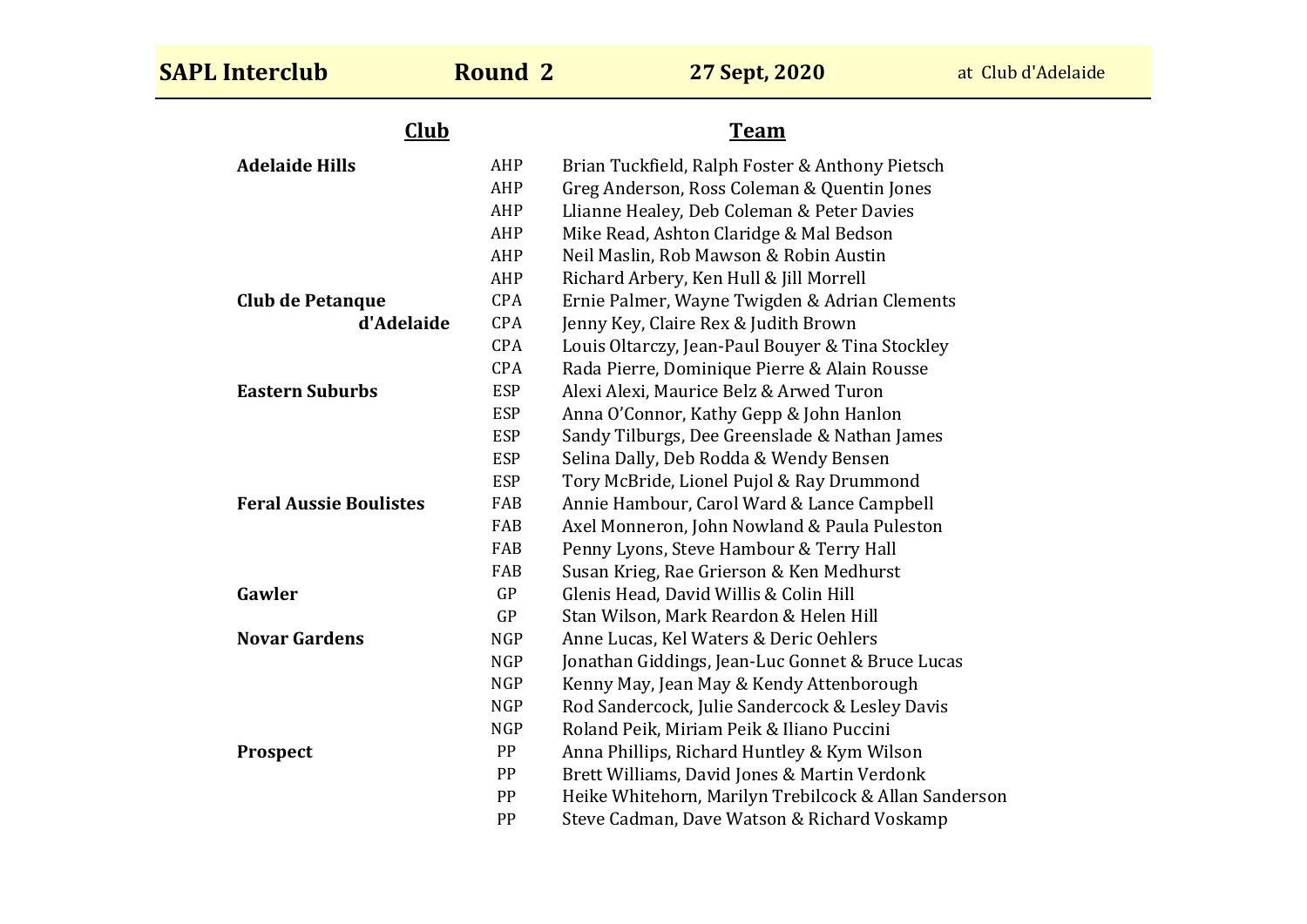**SAPL Interclub** **Round 2** **27 Sept, 2020** at Club d'Adelaide

| Club | | Team |
|---|---|---|
| **Adelaide Hills** | AHP | Brian Tuckfield, Ralph Foster & Anthony Pietsch |
| | AHP | Greg Anderson, Ross Coleman & Quentin Jones |
| | AHP | Llianne Healey, Deb Coleman & Peter Davies |
| | AHP | Mike Read, Ashton Claridge & Mal Bedson |
| | AHP | Neil Maslin, Rob Mawson & Robin Austin |
| | AHP | Richard Arbery, Ken Hull & Jill Morrell |
| **Club de Petanque d'Adelaide** | CPA | Ernie Palmer, Wayne Twigden & Adrian Clements |
| | CPA | Jenny Key, Claire Rex & Judith Brown |
| | CPA | Louis Oltarczy, Jean-Paul Bouyer & Tina Stockley |
| | CPA | Rada Pierre, Dominique Pierre & Alain Rousse |
| **Eastern Suburbs** | ESP | Alexi Alexi, Maurice Belz & Arwed Turon |
| | ESP | Anna O'Connor, Kathy Gepp & John Hanlon |
| | ESP | Sandy Tilburgs, Dee Greenslade & Nathan James |
| | ESP | Selina Dally, Deb Rodda & Wendy Bensen |
| | ESP | Tory McBride, Lionel Pujol & Ray Drummond |
| **Feral Aussie Boulistes** | FAB | Annie Hambour, Carol Ward & Lance Campbell |
| | FAB | Axel Monneron, John Nowland & Paula Puleston |
| | FAB | Penny Lyons, Steve Hambour & Terry Hall |
| | FAB | Susan Krieg, Rae Grierson & Ken Medhurst |
| **Gawler** | GP | Glenis Head, David Willis & Colin Hill |
| | GP | Stan Wilson, Mark Reardon & Helen Hill |
| **Novar Gardens** | NGP | Anne Lucas, Kel Waters & Deric Oehlers |
| | NGP | Jonathan Giddings, Jean-Luc Gonnet & Bruce Lucas |
| | NGP | Kenny May, Jean May & Kendy Attenborough |
| | NGP | Rod Sandercock, Julie Sandercock & Lesley Davis |
| | NGP | Roland Peik, Miriam Peik & Iliano Puccini |
| **Prospect** | PP | Anna Phillips, Richard Huntley & Kym Wilson |
| | PP | Brett Williams, David Jones & Martin Verdonk |
| | PP | Heike Whitehorn, Marilyn Trebilcock & Allan Sanderson |
| | PP | Steve Cadman, Dave Watson & Richard Voskamp |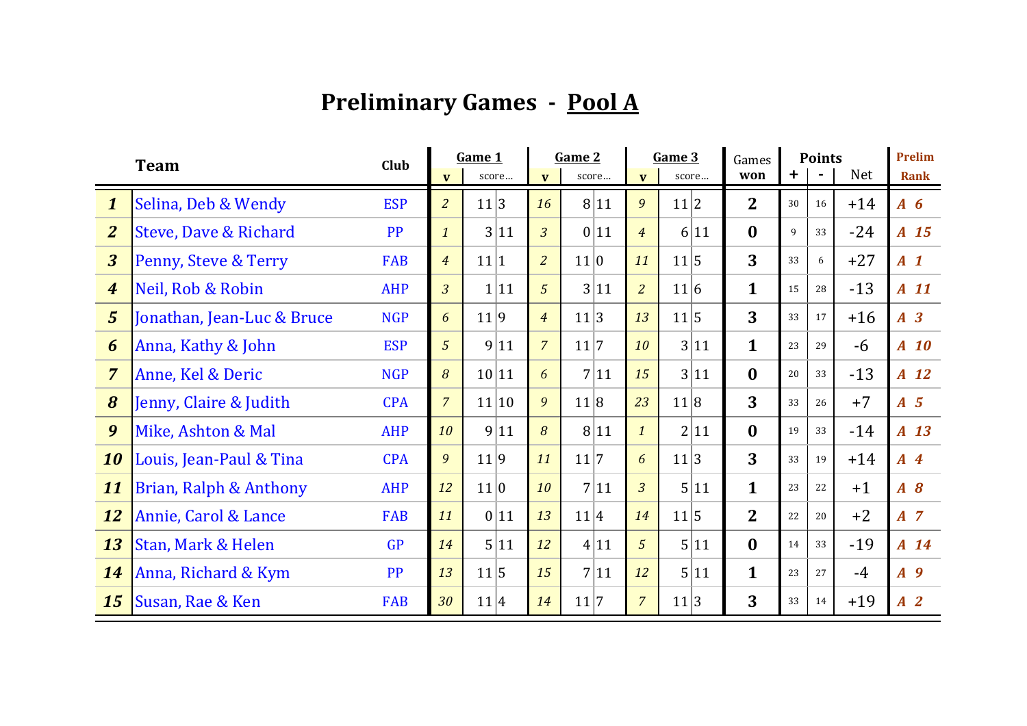# Preliminary Games - Pool A

| # | Team | Club | Game 1 v | score… | | Game 2 v | score… | | Game 3 v | score… | | Games won | Points + | Points - | Net | Prelim Rank |
|---|---|---|---|---|---|---|---|---|---|---|---|---|---|---|---|---|
| ***1*** | Selina, Deb & Wendy | ESP | *2* | 11 | 3 | *16* | 8 | 11 | *9* | 11 | 2 | **2** | 30 | 16 | +14 | ***A 6*** |
| ***2*** | Steve, Dave & Richard | PP | *1* | 3 | 11 | *3* | 0 | 11 | *4* | 6 | 11 | **0** | 9 | 33 | -24 | ***A 15*** |
| ***3*** | Penny, Steve & Terry | FAB | *4* | 11 | 1 | *2* | 11 | 0 | *11* | 11 | 5 | **3** | 33 | 6 | +27 | ***A 1*** |
| ***4*** | Neil, Rob & Robin | AHP | *3* | 1 | 11 | *5* | 3 | 11 | *2* | 11 | 6 | **1** | 15 | 28 | -13 | ***A 11*** |
| ***5*** | Jonathan, Jean-Luc & Bruce | NGP | *6* | 11 | 9 | *4* | 11 | 3 | *13* | 11 | 5 | **3** | 33 | 17 | +16 | ***A 3*** |
| ***6*** | Anna, Kathy & John | ESP | *5* | 9 | 11 | *7* | 11 | 7 | *10* | 3 | 11 | **1** | 23 | 29 | -6 | ***A 10*** |
| ***7*** | Anne, Kel & Deric | NGP | *8* | 10 | 11 | *6* | 7 | 11 | *15* | 3 | 11 | **0** | 20 | 33 | -13 | ***A 12*** |
| ***8*** | Jenny, Claire & Judith | CPA | *7* | 11 | 10 | *9* | 11 | 8 | *23* | 11 | 8 | **3** | 33 | 26 | +7 | ***A 5*** |
| ***9*** | Mike, Ashton & Mal | AHP | *10* | 9 | 11 | *8* | 8 | 11 | *1* | 2 | 11 | **0** | 19 | 33 | -14 | ***A 13*** |
| ***10*** | Louis, Jean-Paul & Tina | CPA | *9* | 11 | 9 | *11* | 11 | 7 | *6* | 11 | 3 | **3** | 33 | 19 | +14 | ***A 4*** |
| ***11*** | Brian, Ralph & Anthony | AHP | *12* | 11 | 0 | *10* | 7 | 11 | *3* | 5 | 11 | **1** | 23 | 22 | +1 | ***A 8*** |
| ***12*** | Annie, Carol & Lance | FAB | *11* | 0 | 11 | *13* | 11 | 4 | *14* | 11 | 5 | **2** | 22 | 20 | +2 | ***A 7*** |
| ***13*** | Stan, Mark & Helen | GP | *14* | 5 | 11 | *12* | 4 | 11 | *5* | 5 | 11 | **0** | 14 | 33 | -19 | ***A 14*** |
| ***14*** | Anna, Richard & Kym | PP | *13* | 11 | 5 | *15* | 7 | 11 | *12* | 5 | 11 | **1** | 23 | 27 | -4 | ***A 9*** |
| ***15*** | Susan, Rae & Ken | FAB | *30* | 11 | 4 | *14* | 11 | 7 | *7* | 11 | 3 | **3** | 33 | 14 | +19 | ***A 2*** |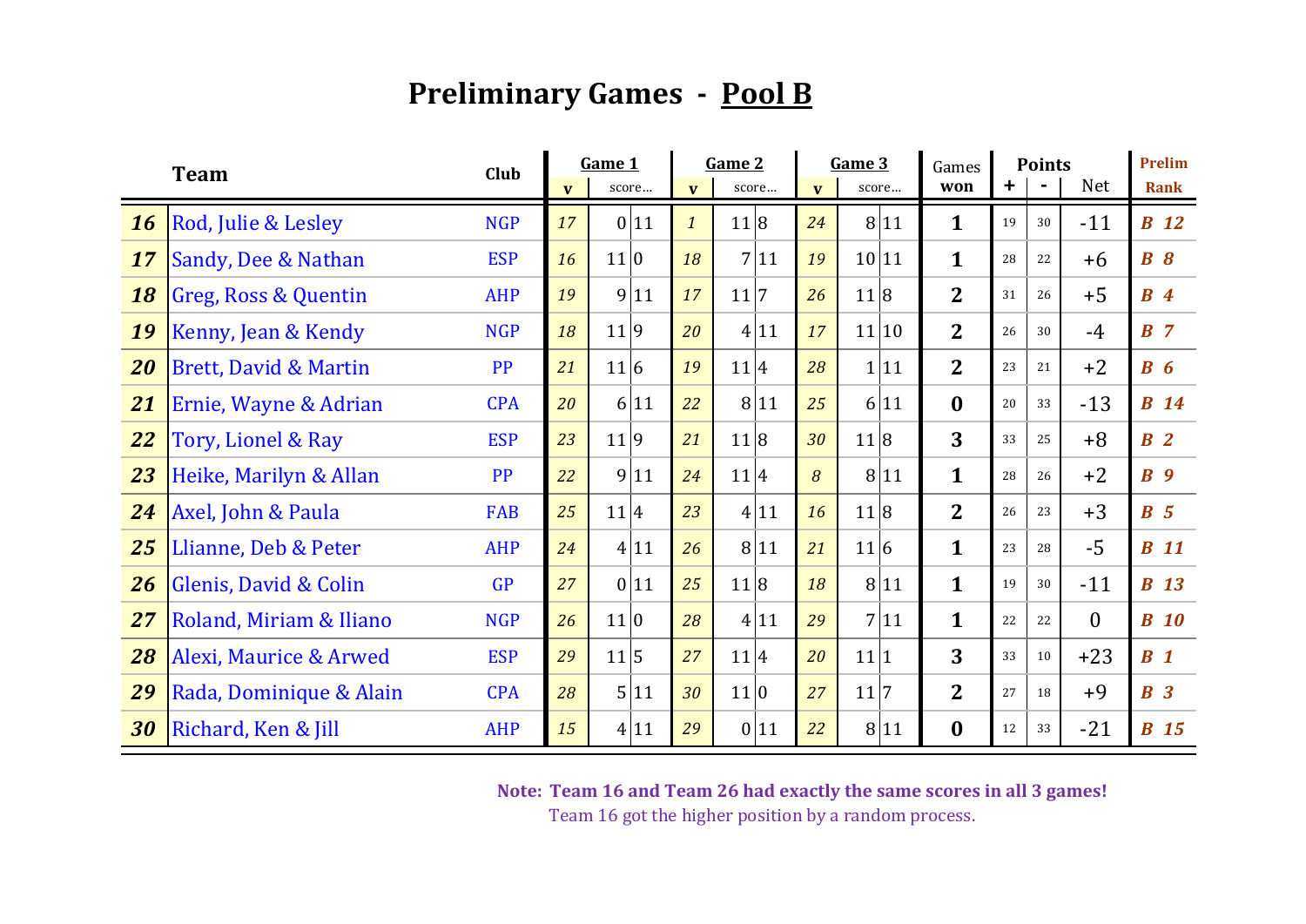# Preliminary Games - Pool B

| | Team | Club | Game 1 | | | Game 2 | | | Game 3 | | | Games won | Points | | | Prelim Rank |
|---|---|---|---|---|---|---|---|---|---|---|---|---|---|---|---|---|
| | | | v | score... | | v | score... | | v | score... | | | + | - | Net | |
| **16** | Rod, Julie & Lesley | NGP | 17 | 0 | 11 | 1 | 11 | 8 | 24 | 8 | 11 | **1** | 19 | 30 | -11 | **B 12** |
| **17** | Sandy, Dee & Nathan | ESP | 16 | 11 | 0 | 18 | 7 | 11 | 19 | 10 | 11 | **1** | 28 | 22 | +6 | **B 8** |
| **18** | Greg, Ross & Quentin | AHP | 19 | 9 | 11 | 17 | 11 | 7 | 26 | 11 | 8 | **2** | 31 | 26 | +5 | **B 4** |
| **19** | Kenny, Jean & Kendy | NGP | 18 | 11 | 9 | 20 | 4 | 11 | 17 | 11 | 10 | **2** | 26 | 30 | -4 | **B 7** |
| **20** | Brett, David & Martin | PP | 21 | 11 | 6 | 19 | 11 | 4 | 28 | 1 | 11 | **2** | 23 | 21 | +2 | **B 6** |
| **21** | Ernie, Wayne & Adrian | CPA | 20 | 6 | 11 | 22 | 8 | 11 | 25 | 6 | 11 | **0** | 20 | 33 | -13 | **B 14** |
| **22** | Tory, Lionel & Ray | ESP | 23 | 11 | 9 | 21 | 11 | 8 | 30 | 11 | 8 | **3** | 33 | 25 | +8 | **B 2** |
| **23** | Heike, Marilyn & Allan | PP | 22 | 9 | 11 | 24 | 11 | 4 | 8 | 8 | 11 | **1** | 28 | 26 | +2 | **B 9** |
| **24** | Axel, John & Paula | FAB | 25 | 11 | 4 | 23 | 4 | 11 | 16 | 11 | 8 | **2** | 26 | 23 | +3 | **B 5** |
| **25** | Llianne, Deb & Peter | AHP | 24 | 4 | 11 | 26 | 8 | 11 | 21 | 11 | 6 | **1** | 23 | 28 | -5 | **B 11** |
| **26** | Glenis, David & Colin | GP | 27 | 0 | 11 | 25 | 11 | 8 | 18 | 8 | 11 | **1** | 19 | 30 | -11 | **B 13** |
| **27** | Roland, Miriam & Iliano | NGP | 26 | 11 | 0 | 28 | 4 | 11 | 29 | 7 | 11 | **1** | 22 | 22 | 0 | **B 10** |
| **28** | Alexi, Maurice & Arwed | ESP | 29 | 11 | 5 | 27 | 11 | 4 | 20 | 11 | 1 | **3** | 33 | 10 | +23 | **B 1** |
| **29** | Rada, Dominique & Alain | CPA | 28 | 5 | 11 | 30 | 11 | 0 | 27 | 11 | 7 | **2** | 27 | 18 | +9 | **B 3** |
| **30** | Richard, Ken & Jill | AHP | 15 | 4 | 11 | 29 | 0 | 11 | 22 | 8 | 11 | **0** | 12 | 33 | -21 | **B 15** |

**Note: Team 16 and Team 26 had exactly the same scores in all 3 games!**
Team 16 got the higher position by a random process.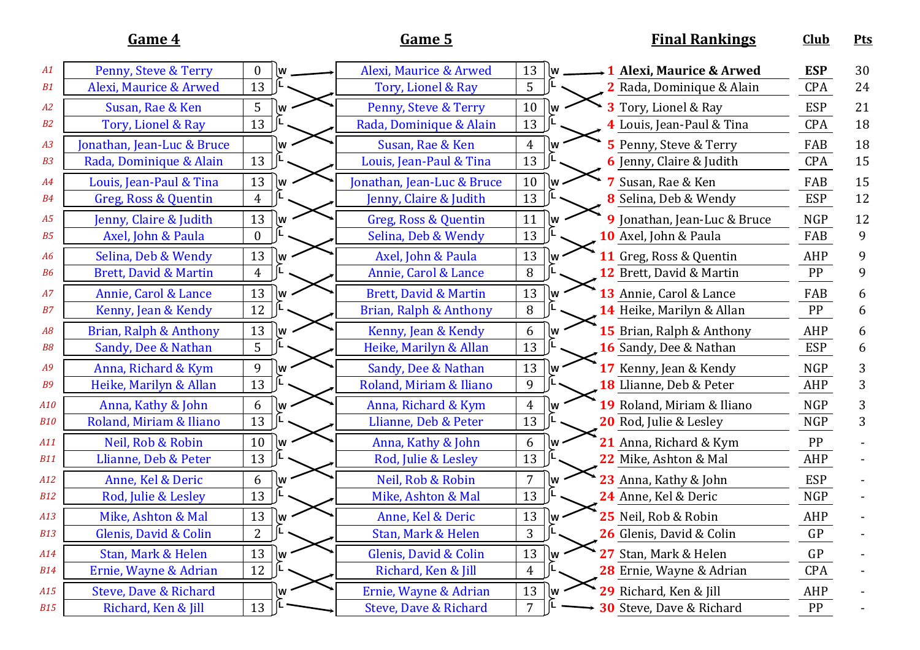## Game 4

| | Team | Score |
|---|---|---|
| A1 | Penny, Steve & Terry | 0 |
| B1 | Alexi, Maurice & Arwed | 13 |
| A2 | Susan, Rae & Ken | 5 |
| B2 | Tory, Lionel & Ray | 13 |
| A3 | Jonathan, Jean-Luc & Bruce | |
| B3 | Rada, Dominique & Alain | 13 |
| A4 | Louis, Jean-Paul & Tina | 13 |
| B4 | Greg, Ross & Quentin | 4 |
| A5 | Jenny, Claire & Judith | 13 |
| B5 | Axel, John & Paula | 0 |
| A6 | Selina, Deb & Wendy | 13 |
| B6 | Brett, David & Martin | 4 |
| A7 | Annie, Carol & Lance | 13 |
| B7 | Kenny, Jean & Kendy | 12 |
| A8 | Brian, Ralph & Anthony | 13 |
| B8 | Sandy, Dee & Nathan | 5 |
| A9 | Anna, Richard & Kym | 9 |
| B9 | Heike, Marilyn & Allan | 13 |
| A10 | Anna, Kathy & John | 6 |
| B10 | Roland, Miriam & Iliano | 13 |
| A11 | Neil, Rob & Robin | 10 |
| B11 | Llianne, Deb & Peter | 13 |
| A12 | Anne, Kel & Deric | 6 |
| B12 | Rod, Julie & Lesley | 13 |
| A13 | Mike, Ashton & Mal | 13 |
| B13 | Glenis, David & Colin | 2 |
| A14 | Stan, Mark & Helen | 13 |
| B14 | Ernie, Wayne & Adrian | 12 |
| A15 | Steve, Dave & Richard | |
| B15 | Richard, Ken & Jill | 13 |

## Game 5

| Team | Score |
|---|---|
| Alexi, Maurice & Arwed | 13 |
| Tory, Lionel & Ray | 5 |
| Penny, Steve & Terry | 10 |
| Rada, Dominique & Alain | 13 |
| Susan, Rae & Ken | 4 |
| Louis, Jean-Paul & Tina | 13 |
| Jonathan, Jean-Luc & Bruce | 10 |
| Jenny, Claire & Judith | 13 |
| Greg, Ross & Quentin | 11 |
| Selina, Deb & Wendy | 13 |
| Axel, John & Paula | 13 |
| Annie, Carol & Lance | 8 |
| Brett, David & Martin | 13 |
| Brian, Ralph & Anthony | 8 |
| Kenny, Jean & Kendy | 6 |
| Heike, Marilyn & Allan | 13 |
| Sandy, Dee & Nathan | 13 |
| Roland, Miriam & Iliano | 9 |
| Anna, Richard & Kym | 4 |
| Llianne, Deb & Peter | 13 |
| Anna, Kathy & John | 6 |
| Rod, Julie & Lesley | 13 |
| Neil, Rob & Robin | 7 |
| Mike, Ashton & Mal | 13 |
| Anne, Kel & Deric | 13 |
| Stan, Mark & Helen | 3 |
| Glenis, David & Colin | 13 |
| Richard, Ken & Jill | 4 |
| Ernie, Wayne & Adrian | 13 |
| Steve, Dave & Richard | 7 |

## Final Rankings

| Rank | Team | Club | Pts |
|---|---|---|---|
| 1 | **Alexi, Maurice & Arwed** | **ESP** | 30 |
| 2 | Rada, Dominique & Alain | CPA | 24 |
| 3 | Tory, Lionel & Ray | ESP | 21 |
| 4 | Louis, Jean-Paul & Tina | CPA | 18 |
| 5 | Penny, Steve & Terry | FAB | 18 |
| 6 | Jenny, Claire & Judith | CPA | 15 |
| 7 | Susan, Rae & Ken | FAB | 15 |
| 8 | Selina, Deb & Wendy | ESP | 12 |
| 9 | Jonathan, Jean-Luc & Bruce | NGP | 12 |
| 10 | Axel, John & Paula | FAB | 9 |
| 11 | Greg, Ross & Quentin | AHP | 9 |
| 12 | Brett, David & Martin | PP | 9 |
| 13 | Annie, Carol & Lance | FAB | 6 |
| 14 | Heike, Marilyn & Allan | PP | 6 |
| 15 | Brian, Ralph & Anthony | AHP | 6 |
| 16 | Sandy, Dee & Nathan | ESP | 6 |
| 17 | Kenny, Jean & Kendy | NGP | 3 |
| 18 | Llianne, Deb & Peter | AHP | 3 |
| 19 | Roland, Miriam & Iliano | NGP | 3 |
| 20 | Rod, Julie & Lesley | NGP | 3 |
| 21 | Anna, Richard & Kym | PP | - |
| 22 | Mike, Ashton & Mal | AHP | - |
| 23 | Anna, Kathy & John | ESP | - |
| 24 | Anne, Kel & Deric | NGP | - |
| 25 | Neil, Rob & Robin | AHP | - |
| 26 | Glenis, David & Colin | GP | - |
| 27 | Stan, Mark & Helen | GP | - |
| 28 | Ernie, Wayne & Adrian | CPA | - |
| 29 | Richard, Ken & Jill | AHP | - |
| 30 | Steve, Dave & Richard | PP | - |